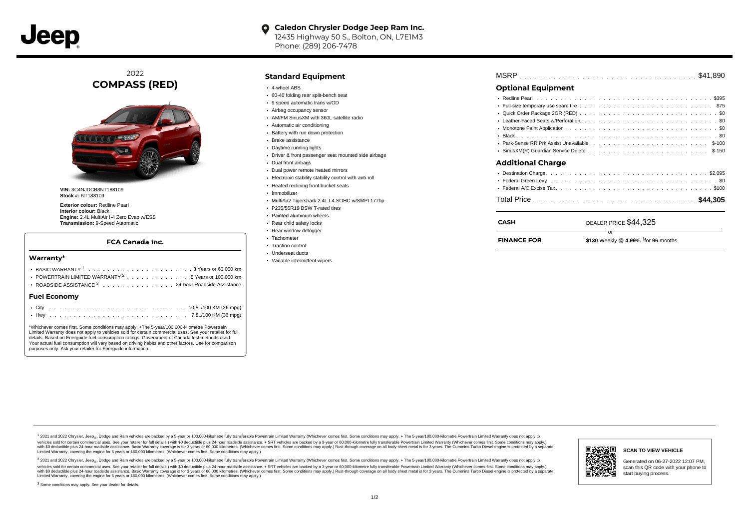Jeep

**Caledon Chrysler Dodge Jeep Ram Inc.**
12435 Highway 50 S., Bolton, ON, L7E1M3
Phone: (289) 206-7478

2022
# COMPASS (RED)

**VIN:** 3C4NJDCB3NT188109
**Stock #:** NT188109

**Exterior colour:** Redline Pearl
**Interior colour:** Black
**Engine:** 2.4L MultiAir I-4 Zero Evap w/ESS
**Transmission:** 9-Speed Automatic

### FCA Canada Inc.

## Warranty*

- BASIC WARRANTY [1] . . . . . 3 Years or 60,000 km
- POWERTRAIN LIMITED WARRANTY [2] . . . . . 5 Years or 100,000 km
- ROADSIDE ASSISTANCE [3] . . . . . 24-hour Roadside Assistance

## Fuel Economy

- City . . . . . 10.8L/100 KM (26 mpg)
- Hwy . . . . . 7.8L/100 KM (36 mpg)

*Whichever comes first. Some conditions may apply. +The 5-year/100,000-kilometre Powertrain Limited Warranty does not apply to vehicles sold for certain commercial uses. See your retailer for full details. Based on Energuide fuel consumption ratings. Government of Canada test methods used. Your actual fuel consumption will vary based on driving habits and other factors. Use for comparison purposes only. Ask your retailer for Energuide information.

## Standard Equipment

- 4-wheel ABS
- 60-40 folding rear split-bench seat
- 9 speed automatic trans w/OD
- Airbag occupancy sensor
- AM/FM SiriusXM with 360L satellite radio
- Automatic air conditioning
- Battery with run down protection
- Brake assistance
- Daytime running lights
- Driver & front passenger seat mounted side airbags
- Dual front airbags
- Dual power remote heated mirrors
- Electronic stability stability control with anti-roll
- Heated reclining front bucket seats
- Immobilizer
- MultiAir2 Tigershark 2.4L I-4 SOHC w/SMPI 177hp
- P235/55R19 BSW T-rated tires
- Painted aluminum wheels
- Rear child safety locks
- Rear window defogger
- Tachometer
- Traction control
- Underseat ducts
- Variable intermittent wipers

MSRP . . . . . $41,890

## Optional Equipment

- Redline Pearl . . . . . $395
- Full-size temporary use spare tire . . . . . $75
- Quick Order Package 2GR (RED) . . . . . $0
- Leather-Faced Seats w/Perforation . . . . . $0
- Monotone Paint Application . . . . . $0
- Black . . . . . $0
- Park-Sense RR Prk Assist Unavailable . . . . . $-100
- SiriusXM(R) Guardian Service Delete . . . . . $-150

## Additional Charge

- Destination Charge . . . . . $2,095
- Federal Green Levy . . . . . $0
- Federal A/C Excise Tax . . . . . $100

Total Price . . . . . **$44,305**

**CASH** DEALER PRICE $44,325

or

**FINANCE FOR** **$130** Weekly @ **4.99**% †for **96** months

[1] 2021 and 2022 Chrysler, Jeep®, Dodge and Ram vehicles are backed by a 5-year or 100,000-kilometre fully transferable Powertrain Limited Warranty (Whichever comes first. Some conditions may apply. + The 5-year/100,000-kilometre Powertrain Limited Warranty does not apply to vehicles sold for certain commercial uses. See your retailer for full details.) with $0 deductible plus 24-hour roadside assistance. + SRT vehicles are backed by a 3-year or 60,000-kilometre fully transferable Powertrain Limited Warranty (Whichever comes first. Some conditions may apply.) with $0 deductible plus 24-hour roadside assistance. Basic Warranty coverage is for 3 years or 60,000 kilometres. (Whichever comes first. Some conditions may apply.) Rust-through coverage on all body sheet metal is for 3 years. The Cummins Turbo Diesel engine is protected by a separate Limited Warranty, covering the engine for 5 years or 160,000 kilometres. (Whichever comes first. Some conditions may apply.)

[2] 2021 and 2022 Chrysler, Jeep®, Dodge and Ram vehicles are backed by a 5-year or 100,000-kilometre fully transferable Powertrain Limited Warranty (Whichever comes first. Some conditions may apply. + The 5-year/100,000-kilometre Powertrain Limited Warranty does not apply to vehicles sold for certain commercial uses. See your retailer for full details.) with $0 deductible plus 24-hour roadside assistance. + SRT vehicles are backed by a 3-year or 60,000-kilometre fully transferable Powertrain Limited Warranty (Whichever comes first. Some conditions may apply.) with $0 deductible plus 24-hour roadside assistance. Basic Warranty coverage is for 3 years or 60,000 kilometres. (Whichever comes first. Some conditions may apply.) Rust-through coverage on all body sheet metal is for 3 years. The Cummins Turbo Diesel engine is protected by a separate Limited Warranty, covering the engine for 5 years or 160,000 kilometres. (Whichever comes first. Some conditions may apply.)

[3] Some conditions may apply. See your dealer for details.

**SCAN TO VIEW VEHICLE**

Generated on 06-27-2022 12:07 PM, scan this QR code with your phone to start buying process.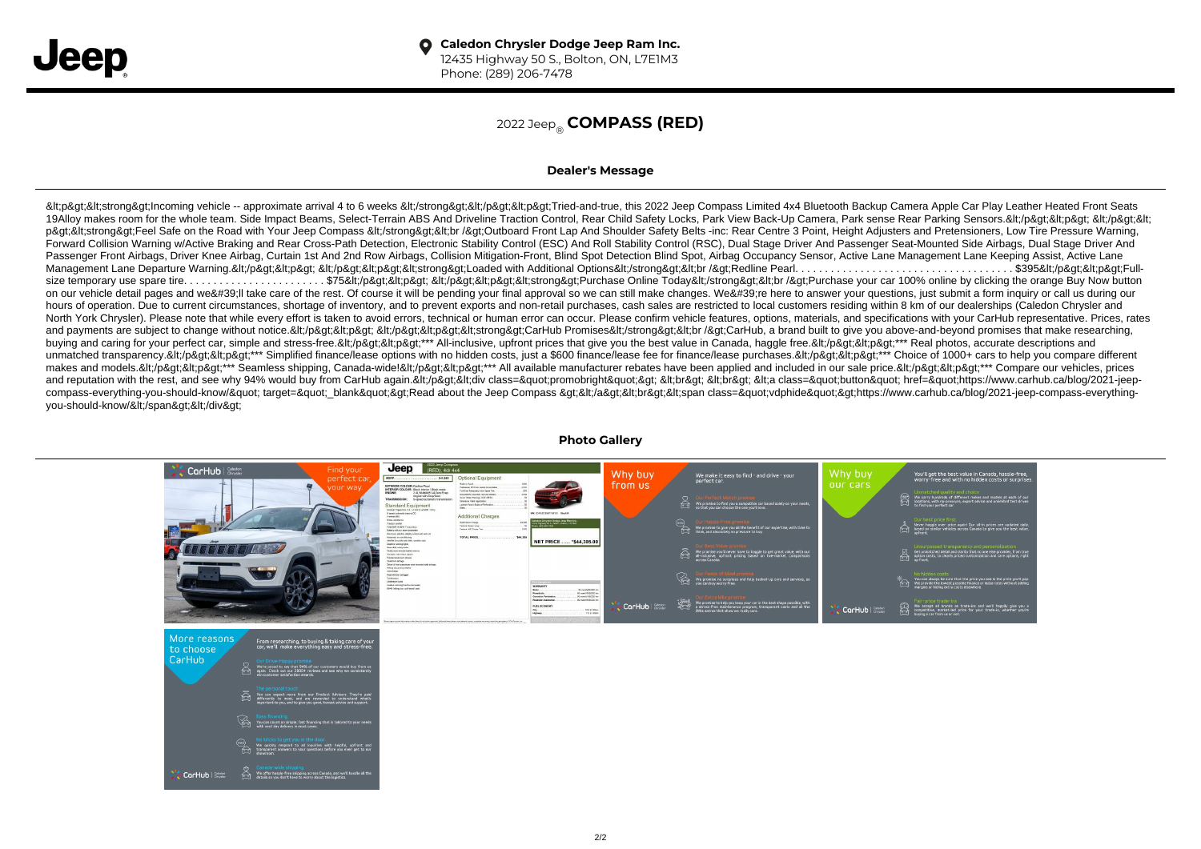**Caledon Chrysler Dodge Jeep Ram Inc.**
12435 Highway 50 S, Bolton, ON, L7E1M3
Phone: (289) 206-7478

# 2022 Jeep® **COMPASS (RED)**

### Dealer's Message

&lt;p&gt;&lt;strong&gt;Incoming vehicle -- approximate arrival 4 to 6 weeks &lt;/strong&gt;&lt;/p&gt;&lt;p&gt;Tried-and-true, this 2022 Jeep Compass Limited 4x4 Bluetooth Backup Camera Apple Car Play Leather Heated Front Seats 19Alloy makes room for the whole team. Side Impact Beams, Select-Terrain ABS And Driveline Traction Control, Rear Child Safety Locks, Park View Back-Up Camera, Park sense Rear Parking Sensors.&lt;/p&gt;&lt;p&gt; &lt;/p&gt;&lt; p&gt;&lt;strong&gt;Feel Safe on the Road with Your Jeep Compass &lt;/strong&gt;&lt;br /&gt;Outboard Front Lap And Shoulder Safety Belts -inc: Rear Centre 3 Point, Height Adjusters and Pretensioners, Low Tire Pressure Warning, Forward Collision Warning w/Active Braking and Rear Cross-Path Detection, Electronic Stability Control (ESC) And Roll Stability Control (RSC), Dual Stage Driver And Passenger Seat-Mounted Side Airbags, Dual Stage Driver And Passenger Front Airbags, Driver Knee Airbag, Curtain 1st And 2nd Row Airbags, Collision Mitigation-Front, Blind Spot Detection Blind Spot, Airbag Occupancy Sensor, Active Lane Management Lane Keeping Assist, Active Lane Management Lane Departure Warning.&lt;/p&gt;&lt;p&gt; &lt;/p&gt;&lt;p&gt;&lt;strong&gt;Loaded with Additional Options&lt;/strong&gt;&lt;br /&gt;Redline Pearl. . . . . . . . . . . . . . . . . . . . . . . . . . . . . . . . . . . . $395&lt;/p&gt;&lt;p&gt;Full-size temporary use spare tire. . . . . . . . . . . . . . . . . . . . . . . $75&lt;/p&gt;&lt;p&gt; &lt;/p&gt;&lt;p&gt;&lt;strong&gt;Purchase Online Today&lt;/strong&gt;&lt;br /&gt;Purchase your car 100% online by clicking the orange Buy Now button on our vehicle detail pages and we&#39;ll take care of the rest. Of course it will be pending your final approval so we can still make changes. We&#39;re here to answer your questions, just submit a form inquiry or call us during our hours of operation. Due to current circumstances, shortage of inventory, and to prevent exports and non-retail purchases, cash sales are restricted to local customers residing within 8 km of our dealerships (Caledon Chrysler and North York Chrysler). Please note that while every effort is taken to avoid errors, technical or human error can occur. Please confirm vehicle features, options, materials, and specifications with your CarHub representative. Prices, rates and payments are subject to change without notice.&lt;/p&gt;&lt;p&gt; &lt;/p&gt;&lt;p&gt;&lt;strong&gt;CarHub Promises&lt;/strong&gt;&lt;br /&gt;CarHub, a brand built to give you above-and-beyond promises that make researching, buying and caring for your perfect car, simple and stress-free.&lt;/p&gt;&lt;p&gt;*** All-inclusive, upfront prices that give you the best value in Canada, haggle free.&lt;/p&gt;&lt;p&gt;*** Real photos, accurate descriptions and unmatched transparency.&lt;/p&gt;&lt;p&gt;*** Simplified finance/lease options with no hidden costs, just a $600 finance/lease fee for finance/lease purchases.&lt;/p&gt;&lt;p&gt;*** Choice of 1000+ cars to help you compare different makes and models.&lt;/p&gt;&lt;p&gt;*** Seamless shipping, Canada-wide!&lt;/p&gt;&lt;p&gt;*** All available manufacturer rebates have been applied and included in our sale price.&lt;/p&gt;&lt;p&gt;*** Compare our vehicles, prices and reputation with the rest, and see why 94% would buy from CarHub again.&lt;/p&gt;&lt;div class=&quot;promobright&quot;&gt; &lt;br&gt; &lt;br&gt; &lt;a class=&quot;button&quot; href=&quot;https://www.carhub.ca/blog/2021-jeep-compass-everything-you-should-know/&quot; target=&quot;_blank&quot;&gt;Read about the Jeep Compass &gt;&lt;/a&gt;&lt;br&gt;&lt;span class=&quot;vdphide&quot;&gt;https://www.carhub.ca/blog/2021-jeep-compass-everything-you-should-know/&lt;/span&gt;&lt;/div&gt;

### Photo Gallery